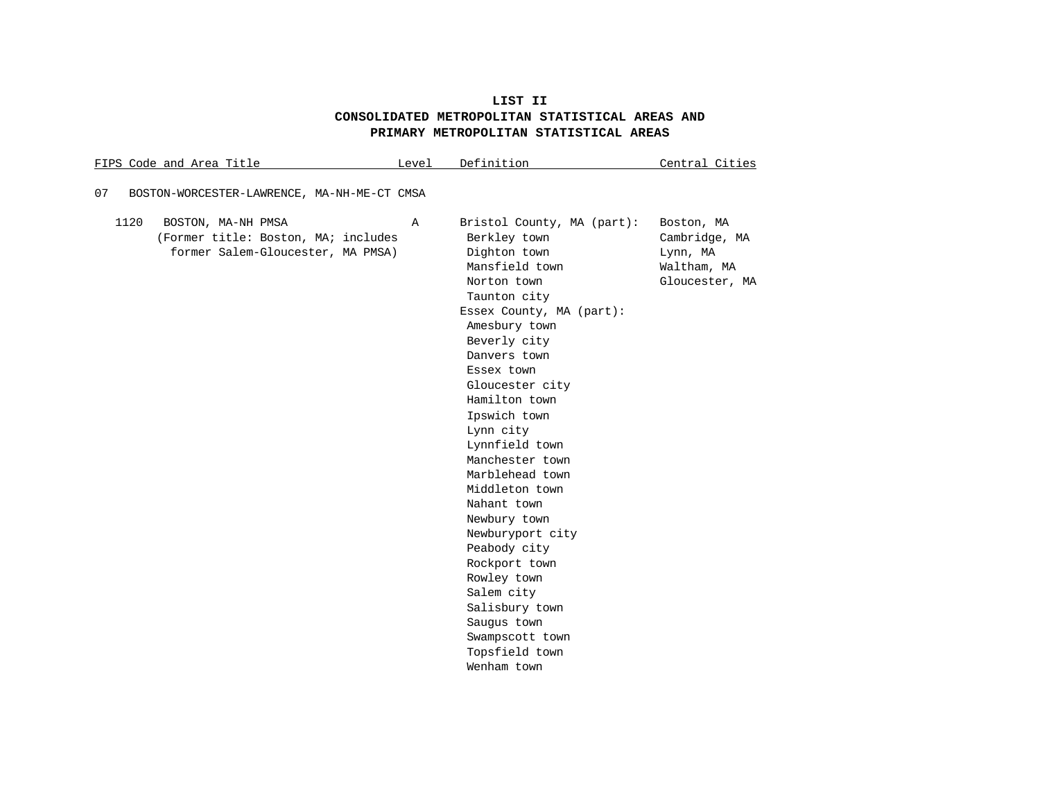# LIST II
# CONSOLIDATED METROPOLITAN STATISTICAL AREAS AND PRIMARY METROPOLITAN STATISTICAL AREAS

| FIPS Code and Area Title | Level | Definition | Central Cities |
|---|---|---|---|
| 07 BOSTON-WORCESTER-LAWRENCE, MA-NH-ME-CT CMSA | | | |
| 1120 BOSTON, MA-NH PMSA (Former title: Boston, MA; includes former Salem-Gloucester, MA PMSA) | A | Bristol County, MA (part): | Boston, MA |
| | | Berkley town | Cambridge, MA |
| | | Dighton town | Lynn, MA |
| | | Mansfield town | Waltham, MA |
| | | Norton town | Gloucester, MA |
| | | Taunton city | |
| | | Essex County, MA (part): | |
| | | Amesbury town | |
| | | Beverly city | |
| | | Danvers town | |
| | | Essex town | |
| | | Gloucester city | |
| | | Hamilton town | |
| | | Ipswich town | |
| | | Lynn city | |
| | | Lynnfield town | |
| | | Manchester town | |
| | | Marblehead town | |
| | | Middleton town | |
| | | Nahant town | |
| | | Newbury town | |
| | | Newburyport city | |
| | | Peabody city | |
| | | Rockport town | |
| | | Rowley town | |
| | | Salem city | |
| | | Salisbury town | |
| | | Saugus town | |
| | | Swampscott town | |
| | | Topsfield town | |
| | | Wenham town | |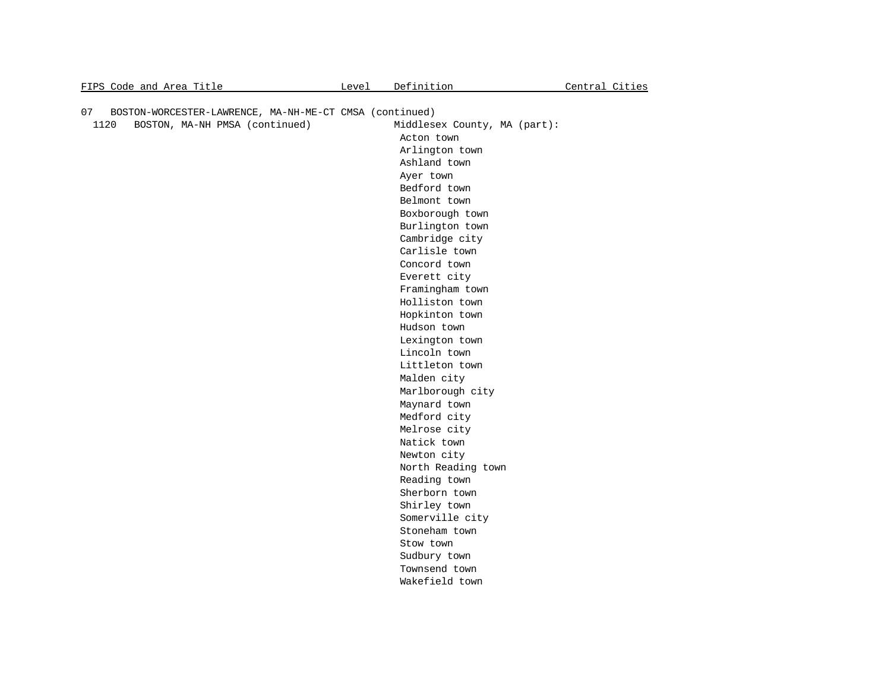| FIPS Code and Area Title | Level | Definition | Central Cities |
|---|---|---|---|
| 07 BOSTON-WORCESTER-LAWRENCE, MA-NH-ME-CT CMSA (continued) | | | |
| 1120 BOSTON, MA-NH PMSA (continued) | | Middlesex County, MA (part): | |
| | | Acton town | |
| | | Arlington town | |
| | | Ashland town | |
| | | Ayer town | |
| | | Bedford town | |
| | | Belmont town | |
| | | Boxborough town | |
| | | Burlington town | |
| | | Cambridge city | |
| | | Carlisle town | |
| | | Concord town | |
| | | Everett city | |
| | | Framingham town | |
| | | Holliston town | |
| | | Hopkinton town | |
| | | Hudson town | |
| | | Lexington town | |
| | | Lincoln town | |
| | | Littleton town | |
| | | Malden city | |
| | | Marlborough city | |
| | | Maynard town | |
| | | Medford city | |
| | | Melrose city | |
| | | Natick town | |
| | | Newton city | |
| | | North Reading town | |
| | | Reading town | |
| | | Sherborn town | |
| | | Shirley town | |
| | | Somerville city | |
| | | Stoneham town | |
| | | Stow town | |
| | | Sudbury town | |
| | | Townsend town | |
| | | Wakefield town | |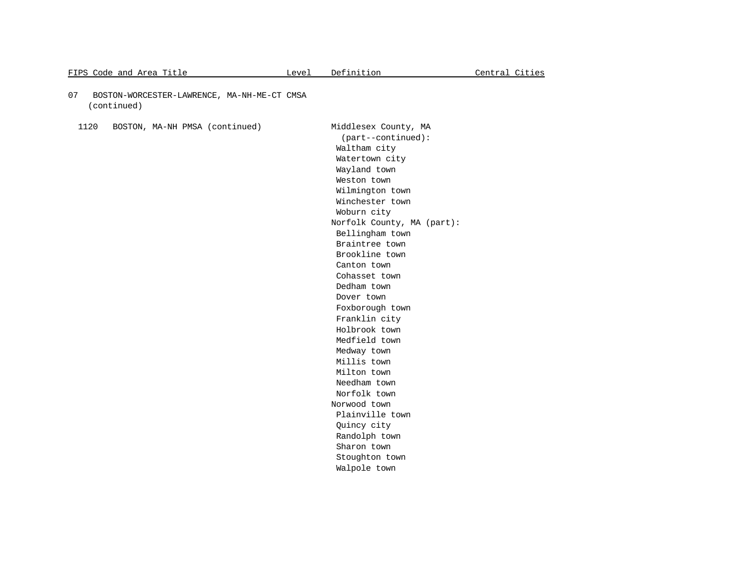| FIPS Code and Area Title | Level | Definition | Central Cities |
|---|---|---|---|
| 07 BOSTON-WORCESTER-LAWRENCE, MA-NH-ME-CT CMSA (continued) | | | |
| 1120 BOSTON, MA-NH PMSA (continued) | | Middlesex County, MA (part--continued): | |
| | | Waltham city | |
| | | Watertown city | |
| | | Wayland town | |
| | | Weston town | |
| | | Wilmington town | |
| | | Winchester town | |
| | | Woburn city | |
| | | Norfolk County, MA (part): | |
| | | Bellingham town | |
| | | Braintree town | |
| | | Brookline town | |
| | | Canton town | |
| | | Cohasset town | |
| | | Dedham town | |
| | | Dover town | |
| | | Foxborough town | |
| | | Franklin city | |
| | | Holbrook town | |
| | | Medfield town | |
| | | Medway town | |
| | | Millis town | |
| | | Milton town | |
| | | Needham town | |
| | | Norfolk town | |
| | | Norwood town | |
| | | Plainville town | |
| | | Quincy city | |
| | | Randolph town | |
| | | Sharon town | |
| | | Stoughton town | |
| | | Walpole town | |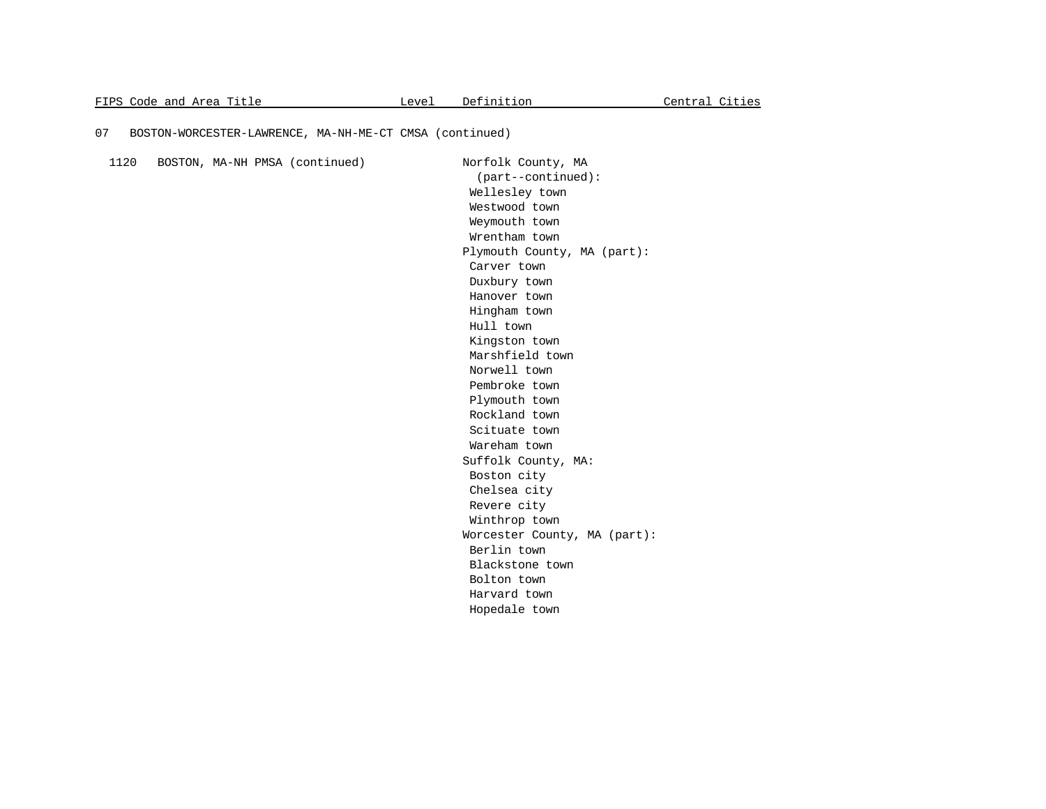| FIPS Code and Area Title | Level | Definition | Central Cities |
|---|---|---|---|
| 07 BOSTON-WORCESTER-LAWRENCE, MA-NH-ME-CT CMSA (continued) | | | |
| 1120 BOSTON, MA-NH PMSA (continued) | | Norfolk County, MA (part--continued): | |
| | | Wellesley town | |
| | | Westwood town | |
| | | Weymouth town | |
| | | Wrentham town | |
| | | Plymouth County, MA (part): | |
| | | Carver town | |
| | | Duxbury town | |
| | | Hanover town | |
| | | Hingham town | |
| | | Hull town | |
| | | Kingston town | |
| | | Marshfield town | |
| | | Norwell town | |
| | | Pembroke town | |
| | | Plymouth town | |
| | | Rockland town | |
| | | Scituate town | |
| | | Wareham town | |
| | | Suffolk County, MA: | |
| | | Boston city | |
| | | Chelsea city | |
| | | Revere city | |
| | | Winthrop town | |
| | | Worcester County, MA (part): | |
| | | Berlin town | |
| | | Blackstone town | |
| | | Bolton town | |
| | | Harvard town | |
| | | Hopedale town | |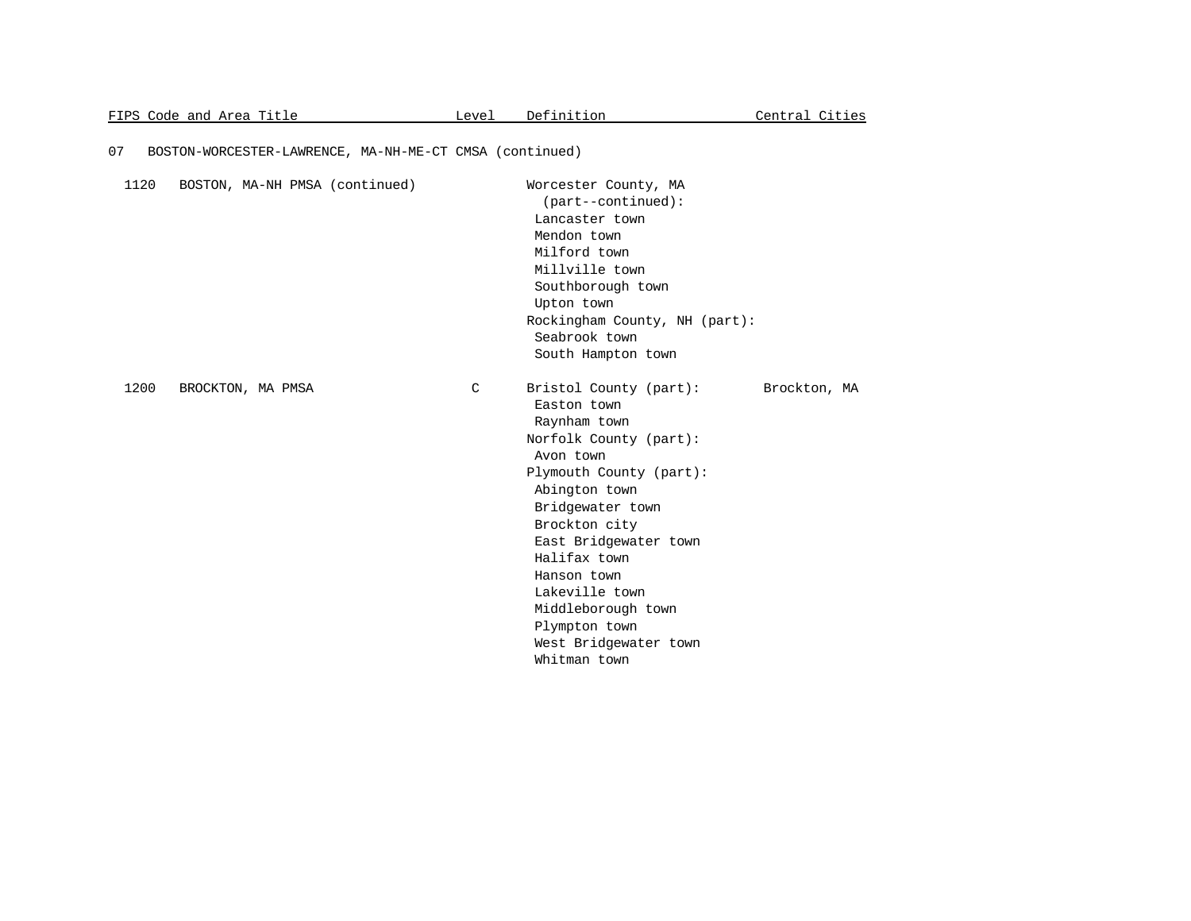| FIPS Code and Area Title | Level | Definition | Central Cities |
|---|---|---|---|
| 07 BOSTON-WORCESTER-LAWRENCE, MA-NH-ME-CT CMSA (continued) | | | |
| 1120 BOSTON, MA-NH PMSA (continued) | | Worcester County, MA (part--continued): | |
| | | Lancaster town | |
| | | Mendon town | |
| | | Milford town | |
| | | Millville town | |
| | | Southborough town | |
| | | Upton town | |
| | | Rockingham County, NH (part): | |
| | | Seabrook town | |
| | | South Hampton town | |
| 1200 BROCKTON, MA PMSA | C | Bristol County (part): | Brockton, MA |
| | | Easton town | |
| | | Raynham town | |
| | | Norfolk County (part): | |
| | | Avon town | |
| | | Plymouth County (part): | |
| | | Abington town | |
| | | Bridgewater town | |
| | | Brockton city | |
| | | East Bridgewater town | |
| | | Halifax town | |
| | | Hanson town | |
| | | Lakeville town | |
| | | Middleborough town | |
| | | Plympton town | |
| | | West Bridgewater town | |
| | | Whitman town | |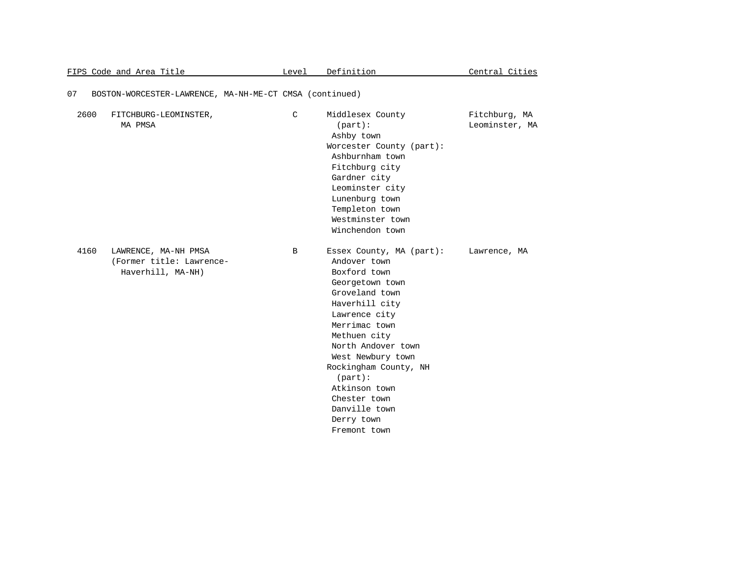| FIPS Code and Area Title | Level | Definition | Central Cities |
|---|---|---|---|
| **07 BOSTON-WORCESTER-LAWRENCE, MA-NH-ME-CT CMSA (continued)** | | | |
| 2600 FITCHBURG-LEOMINSTER, MA PMSA | C | Middlesex County (part):<br>Ashby town<br>Worcester County (part):<br>Ashburnham town<br>Fitchburg city<br>Gardner city<br>Leominster city<br>Lunenburg town<br>Templeton town<br>Westminster town<br>Winchendon town | Fitchburg, MA<br>Leominster, MA |
| 4160 LAWRENCE, MA-NH PMSA (Former title: Lawrence-Haverhill, MA-NH) | B | Essex County, MA (part):<br>Andover town<br>Boxford town<br>Georgetown town<br>Groveland town<br>Haverhill city<br>Lawrence city<br>Merrimac town<br>Methuen city<br>North Andover town<br>West Newbury town<br>Rockingham County, NH (part):<br>Atkinson town<br>Chester town<br>Danville town<br>Derry town<br>Fremont town | Lawrence, MA |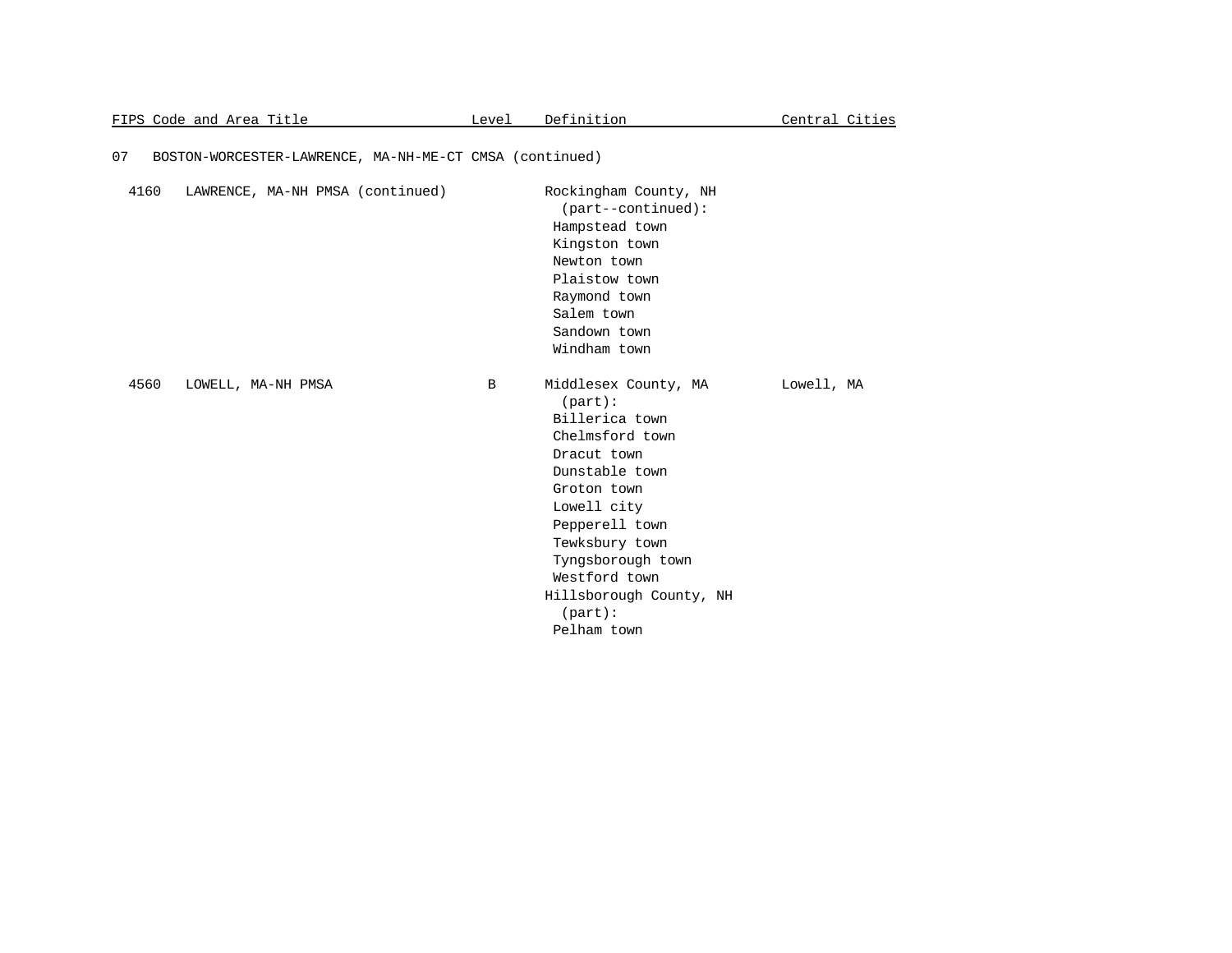| FIPS Code and Area Title | Level | Definition | Central Cities |
|---|---|---|---|
| 07 BOSTON-WORCESTER-LAWRENCE, MA-NH-ME-CT CMSA (continued) | | | |
| 4160 LAWRENCE, MA-NH PMSA (continued) | | Rockingham County, NH (part--continued): | |
| | | Hampstead town | |
| | | Kingston town | |
| | | Newton town | |
| | | Plaistow town | |
| | | Raymond town | |
| | | Salem town | |
| | | Sandown town | |
| | | Windham town | |
| 4560 LOWELL, MA-NH PMSA | B | Middlesex County, MA (part): | Lowell, MA |
| | | Billerica town | |
| | | Chelmsford town | |
| | | Dracut town | |
| | | Dunstable town | |
| | | Groton town | |
| | | Lowell city | |
| | | Pepperell town | |
| | | Tewksbury town | |
| | | Tyngsborough town | |
| | | Westford town | |
| | | Hillsborough County, NH (part): | |
| | | Pelham town | |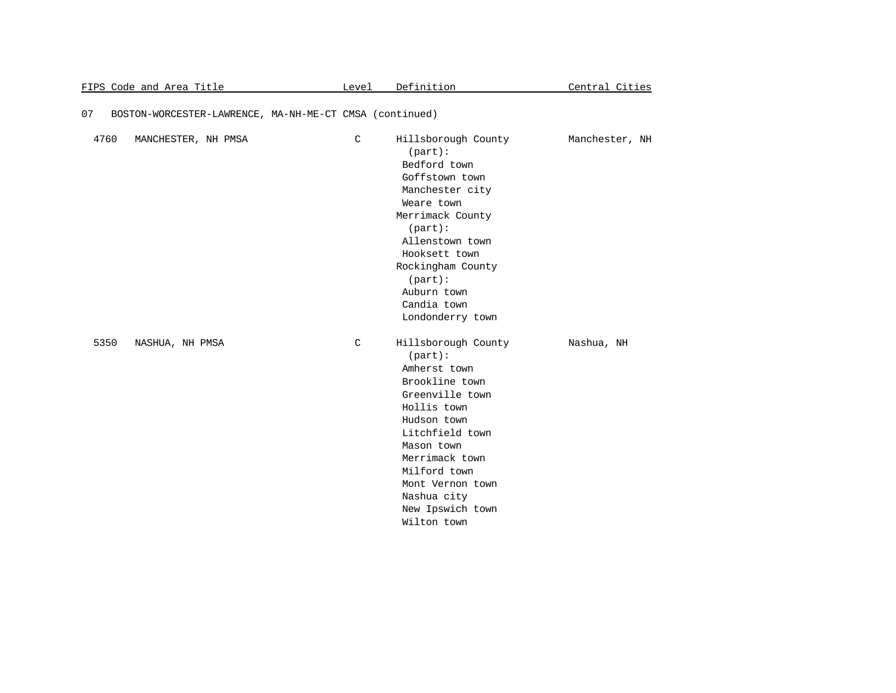| FIPS Code and Area Title | | Level | Definition | Central Cities |
|---|---|---|---|---|
| 07 | BOSTON-WORCESTER-LAWRENCE, MA-NH-ME-CT CMSA (continued) | | | |
| 4760 | MANCHESTER, NH PMSA | C | Hillsborough County (part):<br>Bedford town<br>Goffstown town<br>Manchester city<br>Weare town<br>Merrimack County (part):<br>Allenstown town<br>Hooksett town<br>Rockingham County (part):<br>Auburn town<br>Candia town<br>Londonderry town | Manchester, NH |
| 5350 | NASHUA, NH PMSA | C | Hillsborough County (part):<br>Amherst town<br>Brookline town<br>Greenville town<br>Hollis town<br>Hudson town<br>Litchfield town<br>Mason town<br>Merrimack town<br>Milford town<br>Mont Vernon town<br>Nashua city<br>New Ipswich town<br>Wilton town | Nashua, NH |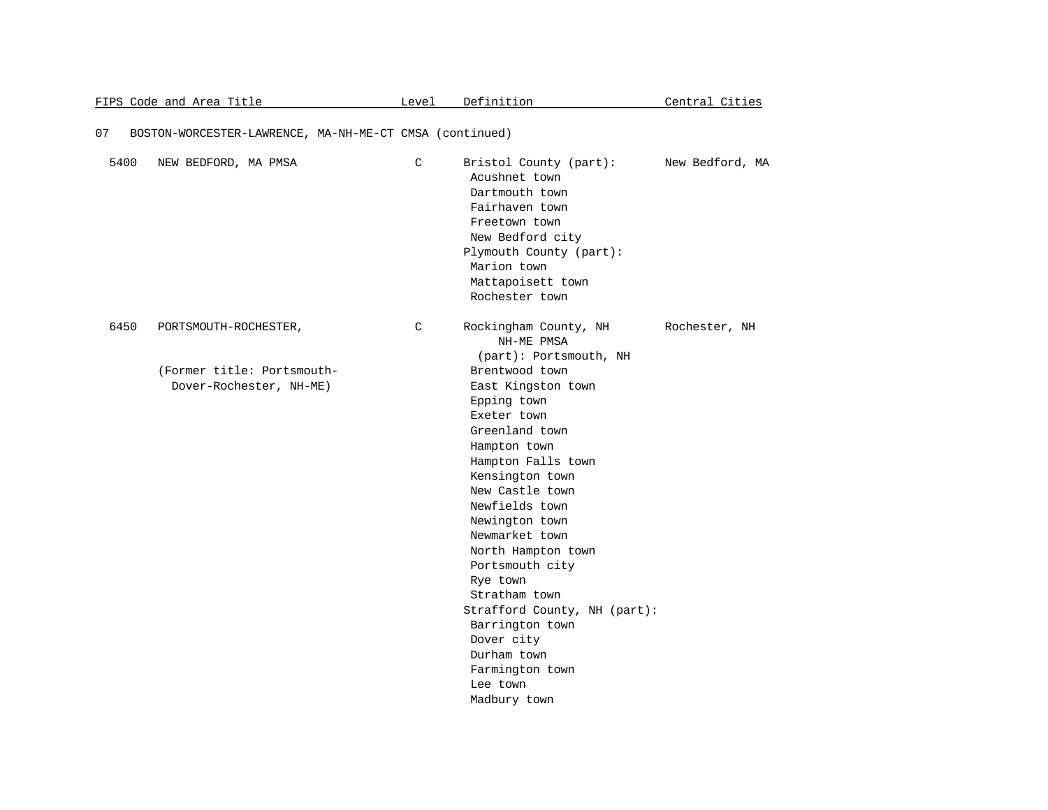| FIPS Code and Area Title | | Level | Definition | Central Cities |
|---|---|---|---|---|
| 07 | BOSTON-WORCESTER-LAWRENCE, MA-NH-ME-CT CMSA (continued) | | | |
| 5400 | NEW BEDFORD, MA PMSA | C | Bristol County (part): | New Bedford, MA |
| | | | Acushnet town | |
| | | | Dartmouth town | |
| | | | Fairhaven town | |
| | | | Freetown town | |
| | | | New Bedford city | |
| | | | Plymouth County (part): | |
| | | | Marion town | |
| | | | Mattapoisett town | |
| | | | Rochester town | |
| 6450 | PORTSMOUTH-ROCHESTER, NH-ME PMSA | C | Rockingham County, NH (part): | Rochester, NH |
| | | | | Portsmouth, NH |
| | (Former title: Portsmouth-Dover-Rochester, NH-ME) | | Brentwood town | |
| | | | East Kingston town | |
| | | | Epping town | |
| | | | Exeter town | |
| | | | Greenland town | |
| | | | Hampton town | |
| | | | Hampton Falls town | |
| | | | Kensington town | |
| | | | New Castle town | |
| | | | Newfields town | |
| | | | Newington town | |
| | | | Newmarket town | |
| | | | North Hampton town | |
| | | | Portsmouth city | |
| | | | Rye town | |
| | | | Stratham town | |
| | | | Strafford County, NH (part): | |
| | | | Barrington town | |
| | | | Dover city | |
| | | | Durham town | |
| | | | Farmington town | |
| | | | Lee town | |
| | | | Madbury town | |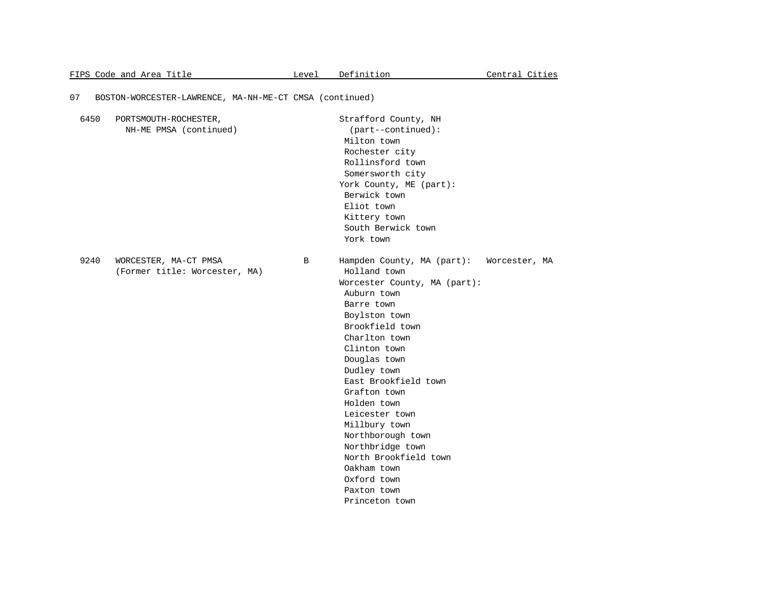| FIPS Code and Area Title | Level | Definition | Central Cities |
|---|---|---|---|
| 07 BOSTON-WORCESTER-LAWRENCE, MA-NH-ME-CT CMSA (continued) | | | |
| 6450 PORTSMOUTH-ROCHESTER, NH-ME PMSA (continued) | | Strafford County, NH (part--continued): | |
| | | Milton town | |
| | | Rochester city | |
| | | Rollinsford town | |
| | | Somersworth city | |
| | | York County, ME (part): | |
| | | Berwick town | |
| | | Eliot town | |
| | | Kittery town | |
| | | South Berwick town | |
| | | York town | |
| 9240 WORCESTER, MA-CT PMSA (Former title: Worcester, MA) | B | Hampden County, MA (part): | Worcester, MA |
| | | Holland town | |
| | | Worcester County, MA (part): | |
| | | Auburn town | |
| | | Barre town | |
| | | Boylston town | |
| | | Brookfield town | |
| | | Charlton town | |
| | | Clinton town | |
| | | Douglas town | |
| | | Dudley town | |
| | | East Brookfield town | |
| | | Grafton town | |
| | | Holden town | |
| | | Leicester town | |
| | | Millbury town | |
| | | Northborough town | |
| | | Northbridge town | |
| | | North Brookfield town | |
| | | Oakham town | |
| | | Oxford town | |
| | | Paxton town | |
| | | Princeton town | |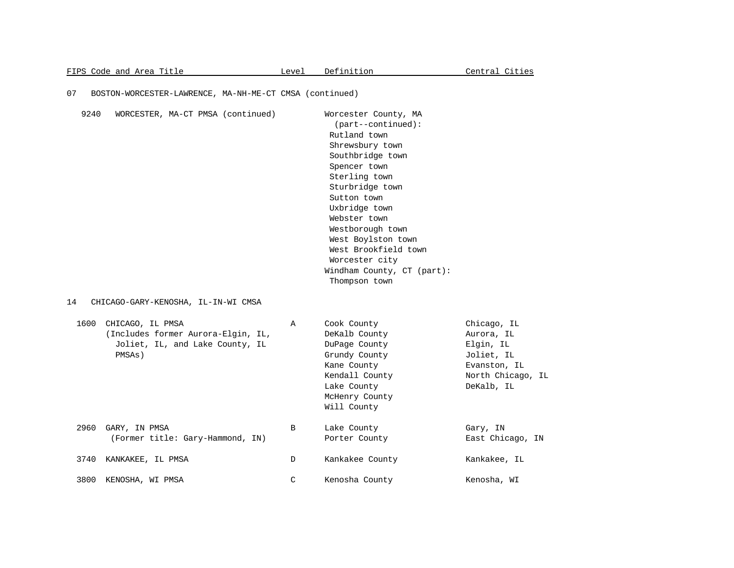| FIPS Code and Area Title | Level | Definition | Central Cities |
|---|---|---|---|
| 07 BOSTON-WORCESTER-LAWRENCE, MA-NH-ME-CT CMSA (continued) | | | |
| 9240 WORCESTER, MA-CT PMSA (continued) | | Worcester County, MA (part--continued): | |
| | | Rutland town | |
| | | Shrewsbury town | |
| | | Southbridge town | |
| | | Spencer town | |
| | | Sterling town | |
| | | Sturbridge town | |
| | | Sutton town | |
| | | Uxbridge town | |
| | | Webster town | |
| | | Westborough town | |
| | | West Boylston town | |
| | | West Brookfield town | |
| | | Worcester city | |
| | | Windham County, CT (part): | |
| | | Thompson town | |
| 14 CHICAGO-GARY-KENOSHA, IL-IN-WI CMSA | | | |
| 1600 CHICAGO, IL PMSA (Includes former Aurora-Elgin, IL, Joliet, IL, and Lake County, IL PMSAs) | A | Cook County | Chicago, IL |
| | | DeKalb County | Aurora, IL |
| | | DuPage County | Elgin, IL |
| | | Grundy County | Joliet, IL |
| | | Kane County | Evanston, IL |
| | | Kendall County | North Chicago, IL |
| | | Lake County | DeKalb, IL |
| | | McHenry County | |
| | | Will County | |
| 2960 GARY, IN PMSA (Former title: Gary-Hammond, IN) | B | Lake County | Gary, IN |
| | | Porter County | East Chicago, IN |
| 3740 KANKAKEE, IL PMSA | D | Kankakee County | Kankakee, IL |
| 3800 KENOSHA, WI PMSA | C | Kenosha County | Kenosha, WI |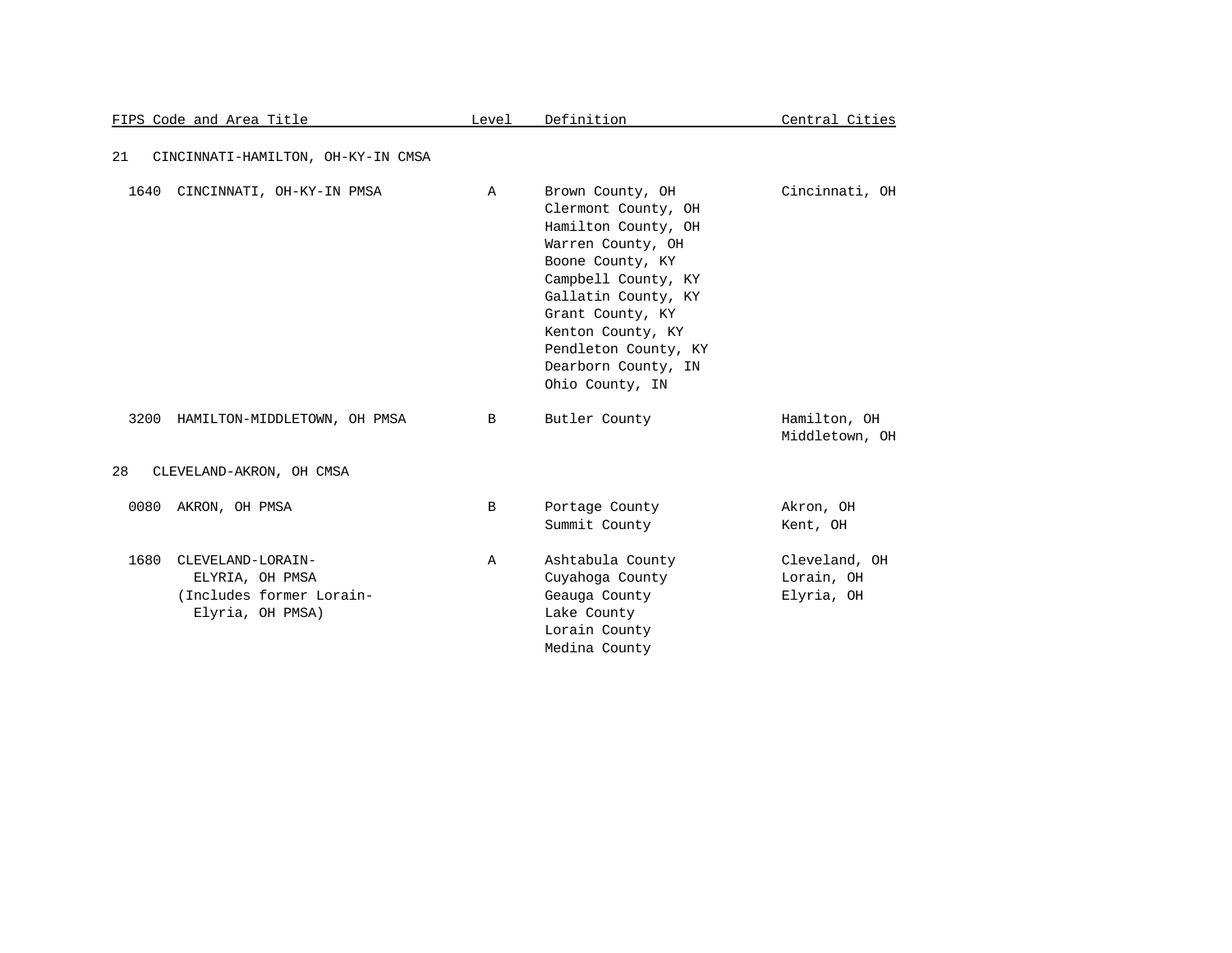| FIPS Code and Area Title | Level | Definition | Central Cities |
|---|---|---|---|
| 21 CINCINNATI-HAMILTON, OH-KY-IN CMSA | | | |
| 1640 CINCINNATI, OH-KY-IN PMSA | A | Brown County, OH<br>Clermont County, OH<br>Hamilton County, OH<br>Warren County, OH<br>Boone County, KY<br>Campbell County, KY<br>Gallatin County, KY<br>Grant County, KY<br>Kenton County, KY<br>Pendleton County, KY<br>Dearborn County, IN<br>Ohio County, IN | Cincinnati, OH |
| 3200 HAMILTON-MIDDLETOWN, OH PMSA | B | Butler County | Hamilton, OH<br>Middletown, OH |
| 28 CLEVELAND-AKRON, OH CMSA | | | |
| 0080 AKRON, OH PMSA | B | Portage County<br>Summit County | Akron, OH<br>Kent, OH |
| 1680 CLEVELAND-LORAIN-ELYRIA, OH PMSA (Includes former Lorain-Elyria, OH PMSA) | A | Ashtabula County<br>Cuyahoga County<br>Geauga County<br>Lake County<br>Lorain County<br>Medina County | Cleveland, OH<br>Lorain, OH<br>Elyria, OH |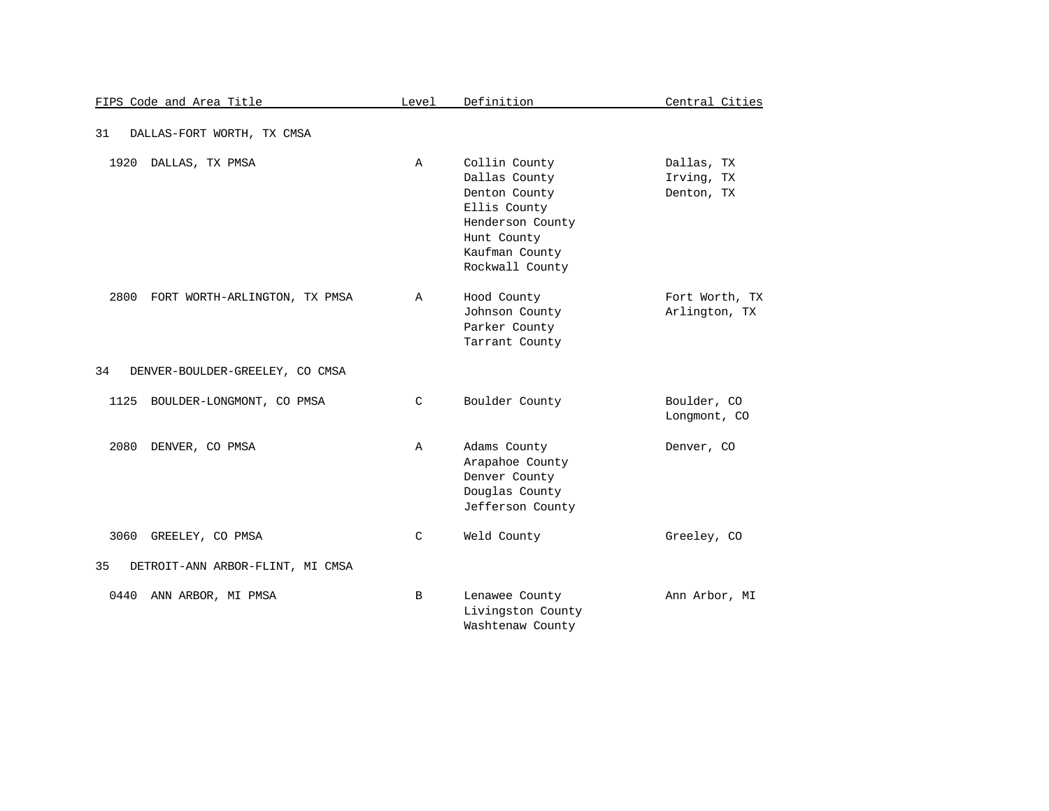| FIPS Code and Area Title | Level | Definition | Central Cities |
|---|---|---|---|
| 31 DALLAS-FORT WORTH, TX CMSA | | | |
| 1920 DALLAS, TX PMSA | A | Collin County<br>Dallas County<br>Denton County<br>Ellis County<br>Henderson County<br>Hunt County<br>Kaufman County<br>Rockwall County | Dallas, TX<br>Irving, TX<br>Denton, TX |
| 2800 FORT WORTH-ARLINGTON, TX PMSA | A | Hood County<br>Johnson County<br>Parker County<br>Tarrant County | Fort Worth, TX<br>Arlington, TX |
| 34 DENVER-BOULDER-GREELEY, CO CMSA | | | |
| 1125 BOULDER-LONGMONT, CO PMSA | C | Boulder County | Boulder, CO<br>Longmont, CO |
| 2080 DENVER, CO PMSA | A | Adams County<br>Arapahoe County<br>Denver County<br>Douglas County<br>Jefferson County | Denver, CO |
| 3060 GREELEY, CO PMSA | C | Weld County | Greeley, CO |
| 35 DETROIT-ANN ARBOR-FLINT, MI CMSA | | | |
| 0440 ANN ARBOR, MI PMSA | B | Lenawee County<br>Livingston County<br>Washtenaw County | Ann Arbor, MI |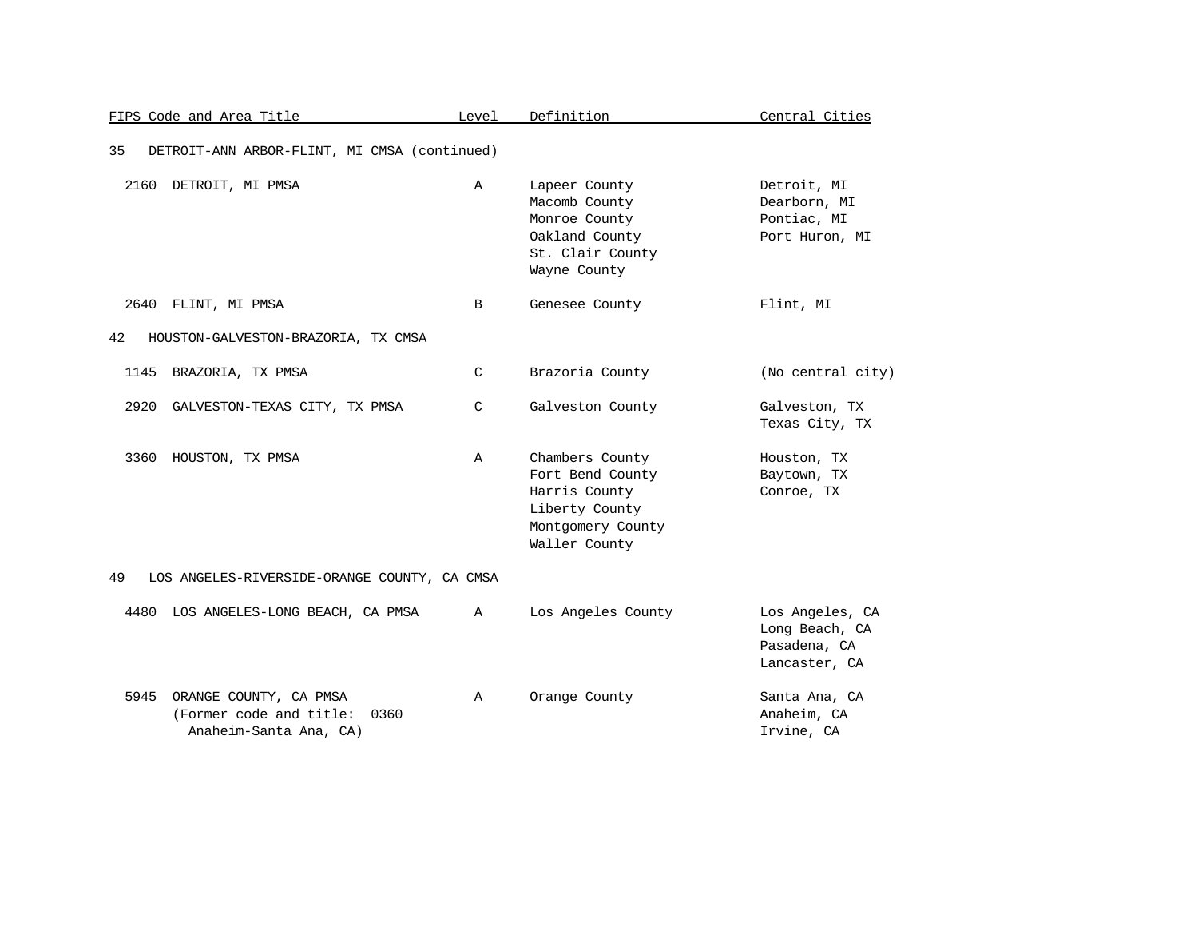| FIPS Code and Area Title | Level | Definition | Central Cities |
|---|---|---|---|
| 35 DETROIT-ANN ARBOR-FLINT, MI CMSA (continued) | | | |
| 2160 DETROIT, MI PMSA | A | Lapeer County<br>Macomb County<br>Monroe County<br>Oakland County<br>St. Clair County<br>Wayne County | Detroit, MI<br>Dearborn, MI<br>Pontiac, MI<br>Port Huron, MI |
| 2640 FLINT, MI PMSA | B | Genesee County | Flint, MI |
| 42 HOUSTON-GALVESTON-BRAZORIA, TX CMSA | | | |
| 1145 BRAZORIA, TX PMSA | C | Brazoria County | (No central city) |
| 2920 GALVESTON-TEXAS CITY, TX PMSA | C | Galveston County | Galveston, TX<br>Texas City, TX |
| 3360 HOUSTON, TX PMSA | A | Chambers County<br>Fort Bend County<br>Harris County<br>Liberty County<br>Montgomery County<br>Waller County | Houston, TX<br>Baytown, TX<br>Conroe, TX |
| 49 LOS ANGELES-RIVERSIDE-ORANGE COUNTY, CA CMSA | | | |
| 4480 LOS ANGELES-LONG BEACH, CA PMSA | A | Los Angeles County | Los Angeles, CA<br>Long Beach, CA<br>Pasadena, CA<br>Lancaster, CA |
| 5945 ORANGE COUNTY, CA PMSA<br>(Former code and title: 0360 Anaheim-Santa Ana, CA) | A | Orange County | Santa Ana, CA<br>Anaheim, CA<br>Irvine, CA |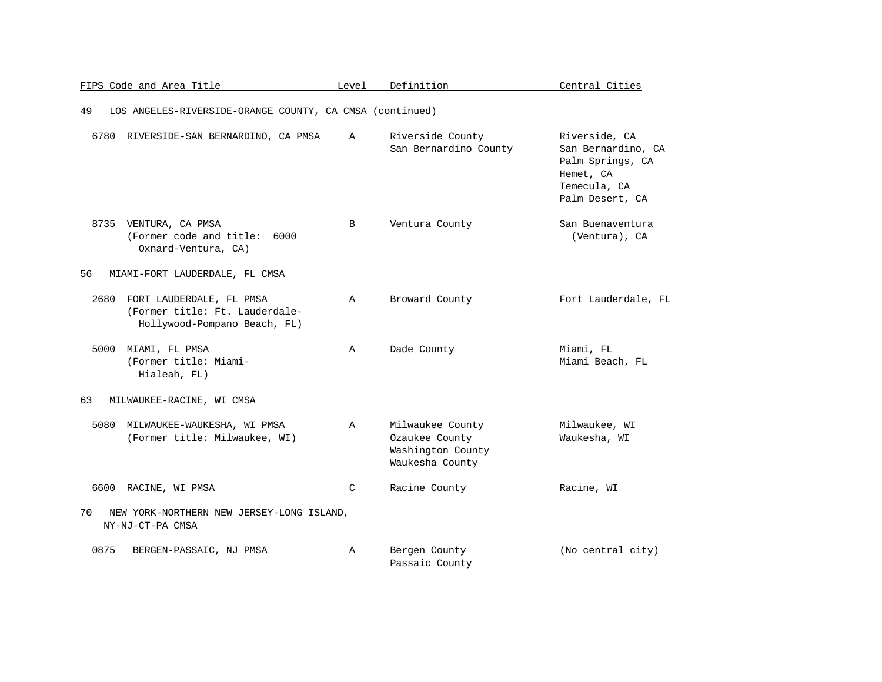| FIPS Code and Area Title | Level | Definition | Central Cities |
|---|---|---|---|
| **49 LOS ANGELES-RIVERSIDE-ORANGE COUNTY, CA CMSA (continued)** | | | |
| 6780 RIVERSIDE-SAN BERNARDINO, CA PMSA | A | Riverside County<br>San Bernardino County | Riverside, CA<br>San Bernardino, CA<br>Palm Springs, CA<br>Hemet, CA<br>Temecula, CA<br>Palm Desert, CA |
| 8735 VENTURA, CA PMSA<br>(Former code and title: 6000 Oxnard-Ventura, CA) | B | Ventura County | San Buenaventura (Ventura), CA |
| **56 MIAMI-FORT LAUDERDALE, FL CMSA** | | | |
| 2680 FORT LAUDERDALE, FL PMSA<br>(Former title: Ft. Lauderdale-Hollywood-Pompano Beach, FL) | A | Broward County | Fort Lauderdale, FL |
| 5000 MIAMI, FL PMSA<br>(Former title: Miami-Hialeah, FL) | A | Dade County | Miami, FL<br>Miami Beach, FL |
| **63 MILWAUKEE-RACINE, WI CMSA** | | | |
| 5080 MILWAUKEE-WAUKESHA, WI PMSA<br>(Former title: Milwaukee, WI) | A | Milwaukee County<br>Ozaukee County<br>Washington County<br>Waukesha County | Milwaukee, WI<br>Waukesha, WI |
| 6600 RACINE, WI PMSA | C | Racine County | Racine, WI |
| **70 NEW YORK-NORTHERN NEW JERSEY-LONG ISLAND, NY-NJ-CT-PA CMSA** | | | |
| 0875 BERGEN-PASSAIC, NJ PMSA | A | Bergen County<br>Passaic County | (No central city) |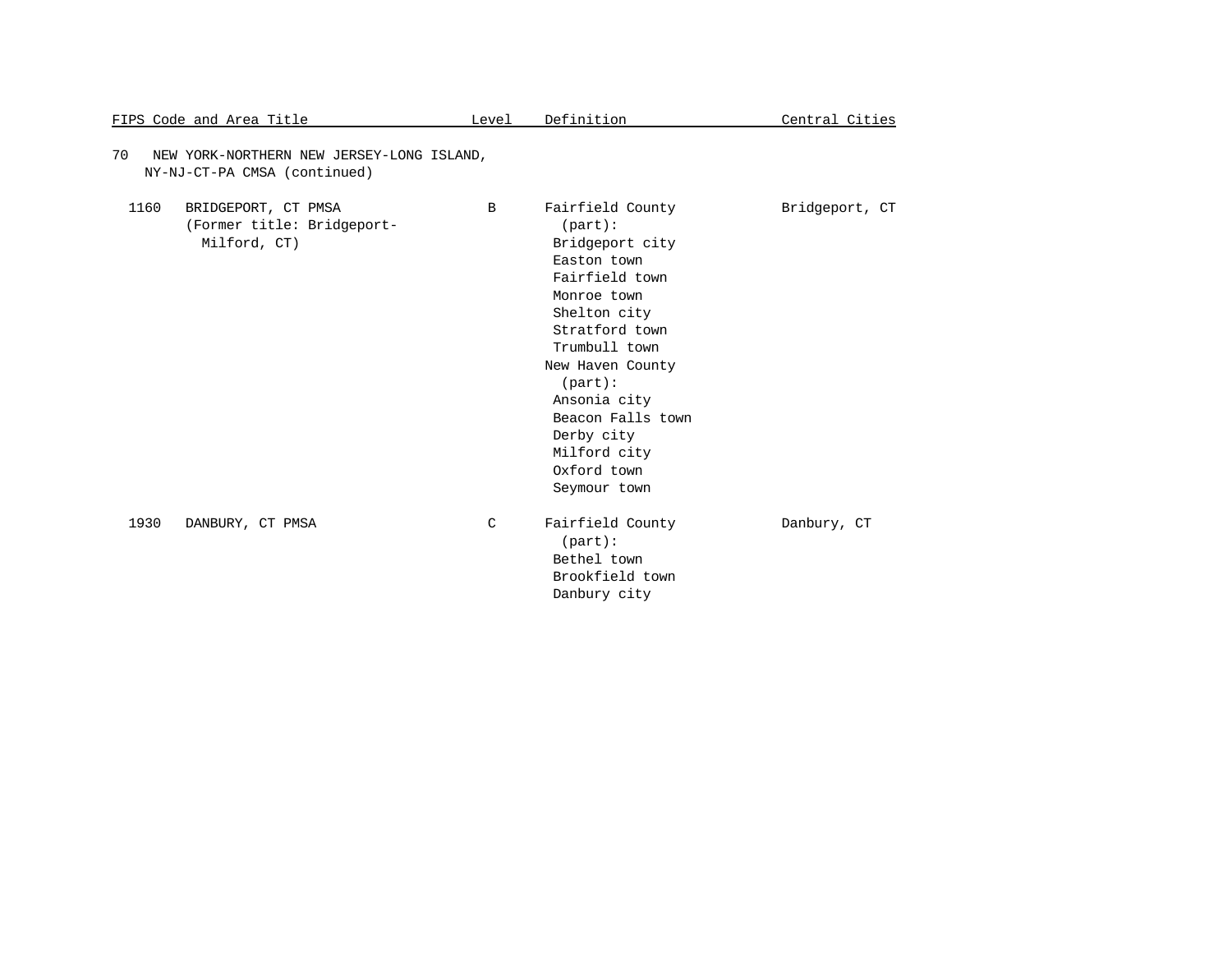| FIPS Code and Area Title | Level | Definition | Central Cities |
|---|---|---|---|
| 70 NEW YORK-NORTHERN NEW JERSEY-LONG ISLAND, NY-NJ-CT-PA CMSA (continued) | | | |
| 1160 BRIDGEPORT, CT PMSA (Former title: Bridgeport-Milford, CT) | B | Fairfield County (part): Bridgeport city, Easton town, Fairfield town, Monroe town, Shelton city, Stratford town, Trumbull town; New Haven County (part): Ansonia city, Beacon Falls town, Derby city, Milford city, Oxford town, Seymour town | Bridgeport, CT |
| 1930 DANBURY, CT PMSA | C | Fairfield County (part): Bethel town, Brookfield town, Danbury city | Danbury, CT |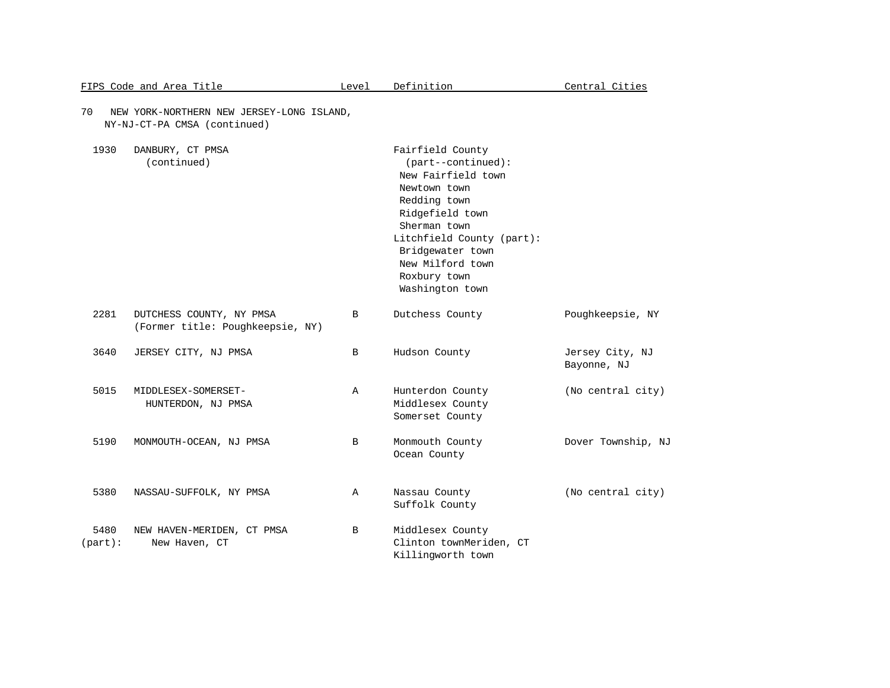| FIPS Code and Area Title | Level | Definition | Central Cities |
|---|---|---|---|
| 70 NEW YORK-NORTHERN NEW JERSEY-LONG ISLAND, NY-NJ-CT-PA CMSA (continued) | | | |
| 1930 DANBURY, CT PMSA (continued) | | Fairfield County (part--continued): New Fairfield town, Newtown town, Redding town, Ridgefield town, Sherman town; Litchfield County (part): Bridgewater town, New Milford town, Roxbury town, Washington town | |
| 2281 DUTCHESS COUNTY, NY PMSA (Former title: Poughkeepsie, NY) | B | Dutchess County | Poughkeepsie, NY |
| 3640 JERSEY CITY, NJ PMSA | B | Hudson County | Jersey City, NJ; Bayonne, NJ |
| 5015 MIDDLESEX-SOMERSET-HUNTERDON, NJ PMSA | A | Hunterdon County; Middlesex County; Somerset County | (No central city) |
| 5190 MONMOUTH-OCEAN, NJ PMSA | B | Monmouth County; Ocean County | Dover Township, NJ |
| 5380 NASSAU-SUFFOLK, NY PMSA | A | Nassau County; Suffolk County | (No central city) |
| 5480 NEW HAVEN-MERIDEN, CT PMSA | B | Middlesex County (part): Clinton town, Killingworth town | New Haven, CT; Meriden, CT |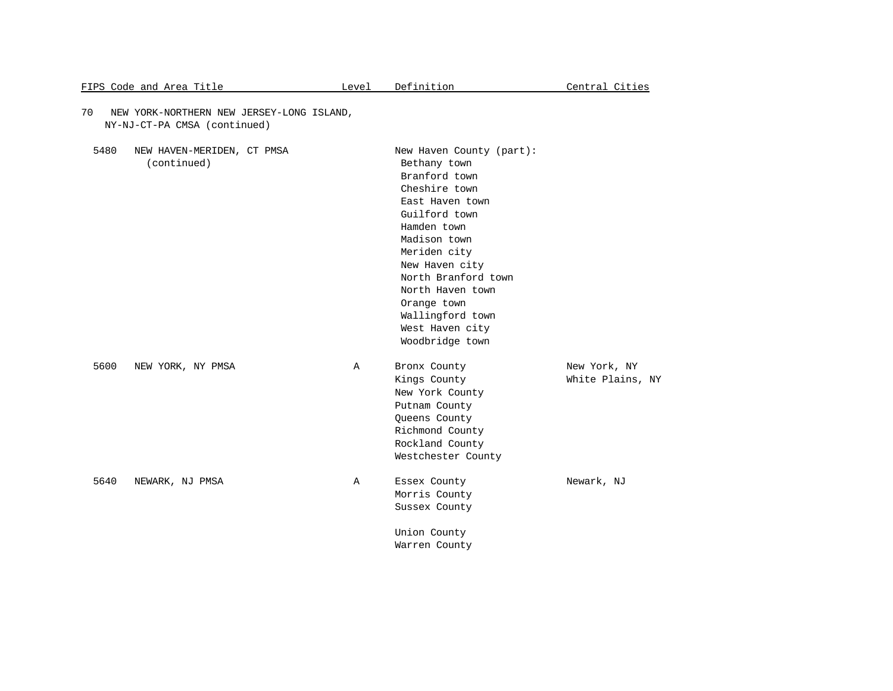| FIPS Code and Area Title | Level | Definition | Central Cities |
|---|---|---|---|
| 70 NEW YORK-NORTHERN NEW JERSEY-LONG ISLAND, NY-NJ-CT-PA CMSA (continued) | | | |
| 5480 NEW HAVEN-MERIDEN, CT PMSA (continued) | | New Haven County (part): | |
| | | Bethany town | |
| | | Branford town | |
| | | Cheshire town | |
| | | East Haven town | |
| | | Guilford town | |
| | | Hamden town | |
| | | Madison town | |
| | | Meriden city | |
| | | New Haven city | |
| | | North Branford town | |
| | | North Haven town | |
| | | Orange town | |
| | | Wallingford town | |
| | | West Haven city | |
| | | Woodbridge town | |
| 5600 NEW YORK, NY PMSA | A | Bronx County | New York, NY |
| | | Kings County | White Plains, NY |
| | | New York County | |
| | | Putnam County | |
| | | Queens County | |
| | | Richmond County | |
| | | Rockland County | |
| | | Westchester County | |
| 5640 NEWARK, NJ PMSA | A | Essex County | Newark, NJ |
| | | Morris County | |
| | | Sussex County | |
| | | Union County | |
| | | Warren County | |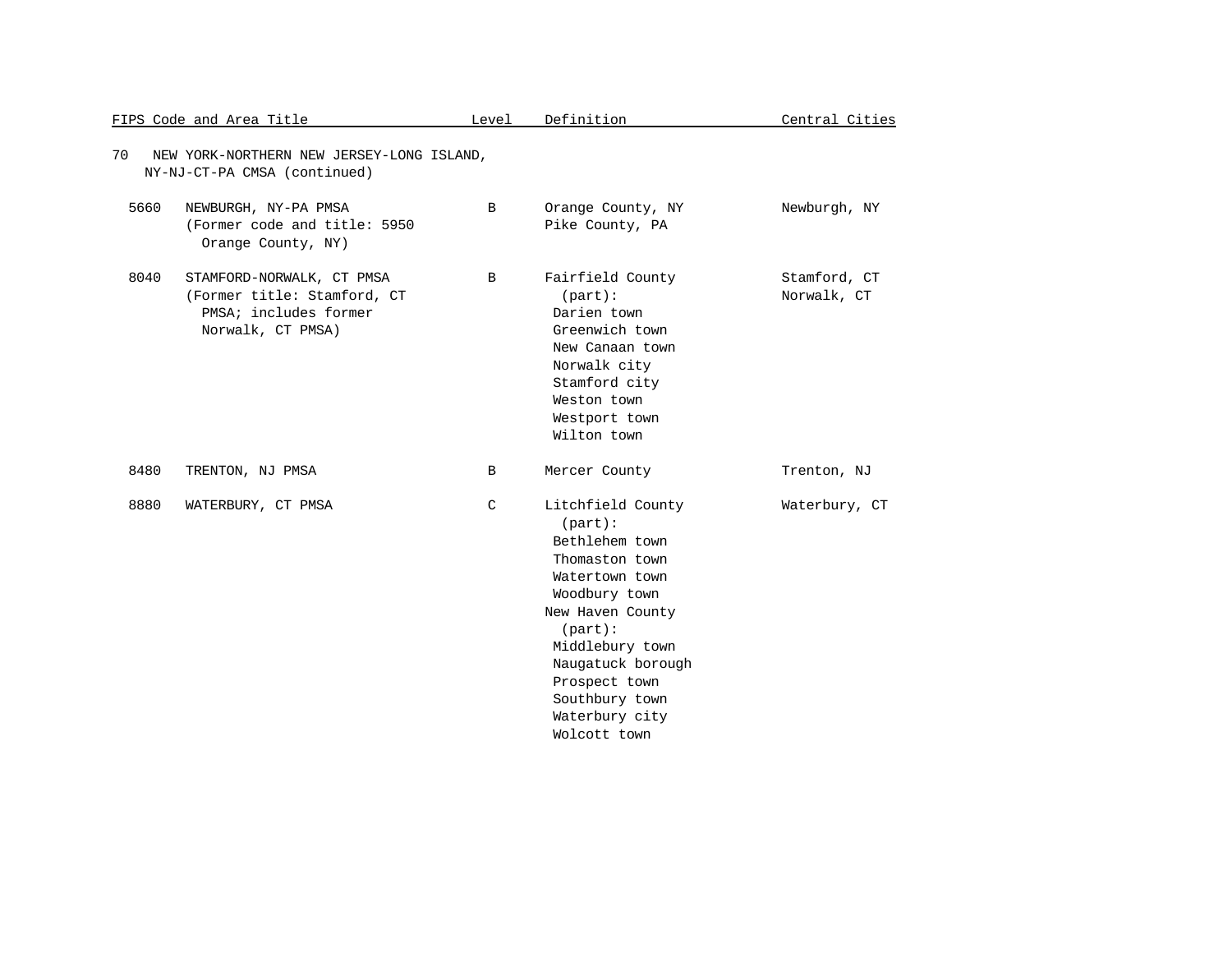| FIPS Code and Area Title | Level | Definition | Central Cities |
|---|---|---|---|
| 70 NEW YORK-NORTHERN NEW JERSEY-LONG ISLAND, NY-NJ-CT-PA CMSA (continued) | | | |
| 5660 NEWBURGH, NY-PA PMSA (Former code and title: 5950 Orange County, NY) | B | Orange County, NY<br>Pike County, PA | Newburgh, NY |
| 8040 STAMFORD-NORWALK, CT PMSA (Former title: Stamford, CT PMSA; includes former Norwalk, CT PMSA) | B | Fairfield County (part):<br>Darien town<br>Greenwich town<br>New Canaan town<br>Norwalk city<br>Stamford city<br>Weston town<br>Westport town<br>Wilton town | Stamford, CT<br>Norwalk, CT |
| 8480 TRENTON, NJ PMSA | B | Mercer County | Trenton, NJ |
| 8880 WATERBURY, CT PMSA | C | Litchfield County (part):<br>Bethlehem town<br>Thomaston town<br>Watertown town<br>Woodbury town<br>New Haven County (part):<br>Middlebury town<br>Naugatuck borough<br>Prospect town<br>Southbury town<br>Waterbury city<br>Wolcott town | Waterbury, CT |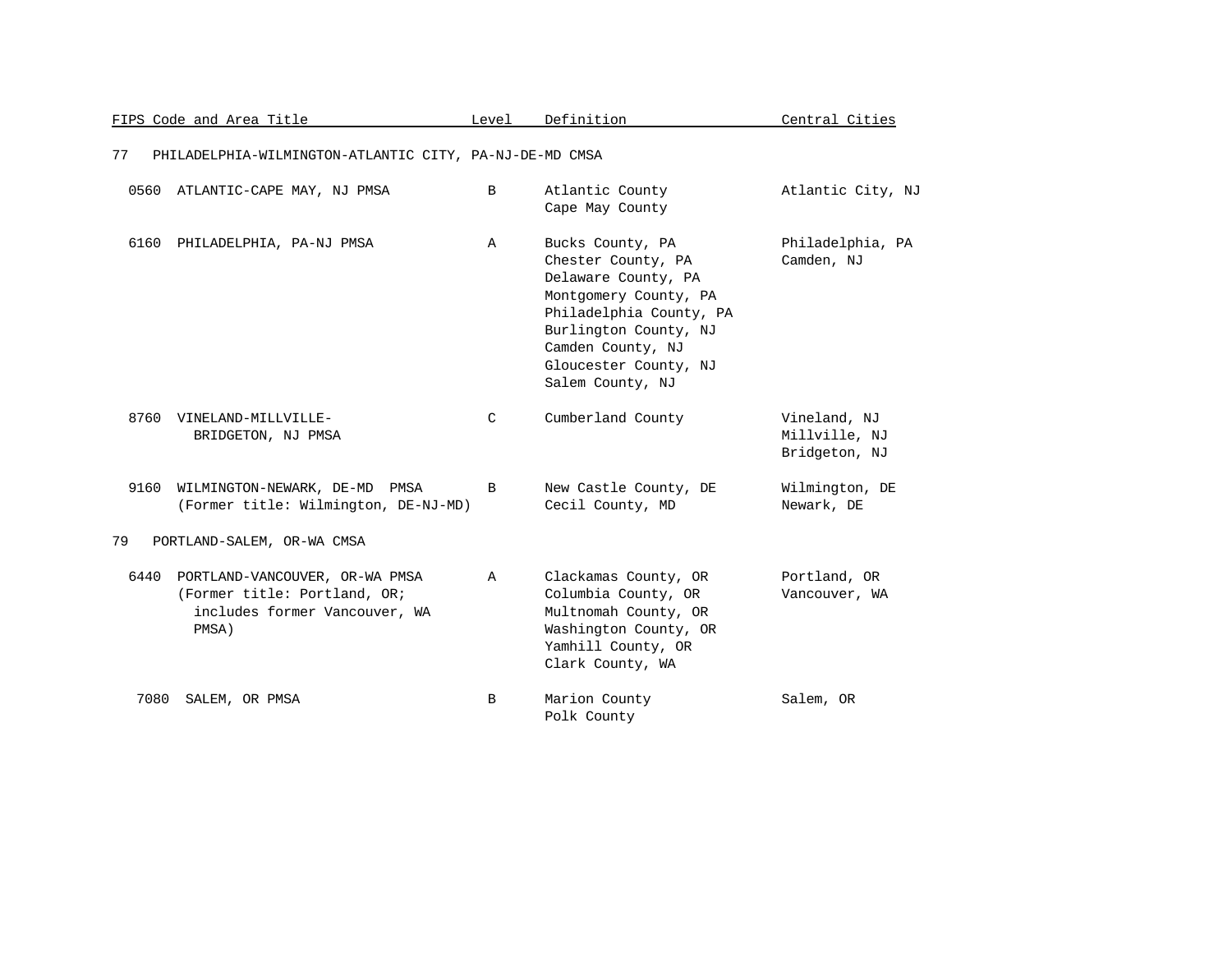| FIPS Code and Area Title | Level | Definition | Central Cities |
|---|---|---|---|
| 77 PHILADELPHIA-WILMINGTON-ATLANTIC CITY, PA-NJ-DE-MD CMSA | | | |
| 0560 ATLANTIC-CAPE MAY, NJ PMSA | B | Atlantic County<br>Cape May County | Atlantic City, NJ |
| 6160 PHILADELPHIA, PA-NJ PMSA | A | Bucks County, PA<br>Chester County, PA<br>Delaware County, PA<br>Montgomery County, PA<br>Philadelphia County, PA<br>Burlington County, NJ<br>Camden County, NJ<br>Gloucester County, NJ<br>Salem County, NJ | Philadelphia, PA<br>Camden, NJ |
| 8760 VINELAND-MILLVILLE-BRIDGETON, NJ PMSA | C | Cumberland County | Vineland, NJ<br>Millville, NJ<br>Bridgeton, NJ |
| 9160 WILMINGTON-NEWARK, DE-MD PMSA (Former title: Wilmington, DE-NJ-MD) | B | New Castle County, DE<br>Cecil County, MD | Wilmington, DE<br>Newark, DE |
| 79 PORTLAND-SALEM, OR-WA CMSA | | | |
| 6440 PORTLAND-VANCOUVER, OR-WA PMSA (Former title: Portland, OR; includes former Vancouver, WA PMSA) | A | Clackamas County, OR<br>Columbia County, OR<br>Multnomah County, OR<br>Washington County, OR<br>Yamhill County, OR<br>Clark County, WA | Portland, OR<br>Vancouver, WA |
| 7080 SALEM, OR PMSA | B | Marion County<br>Polk County | Salem, OR |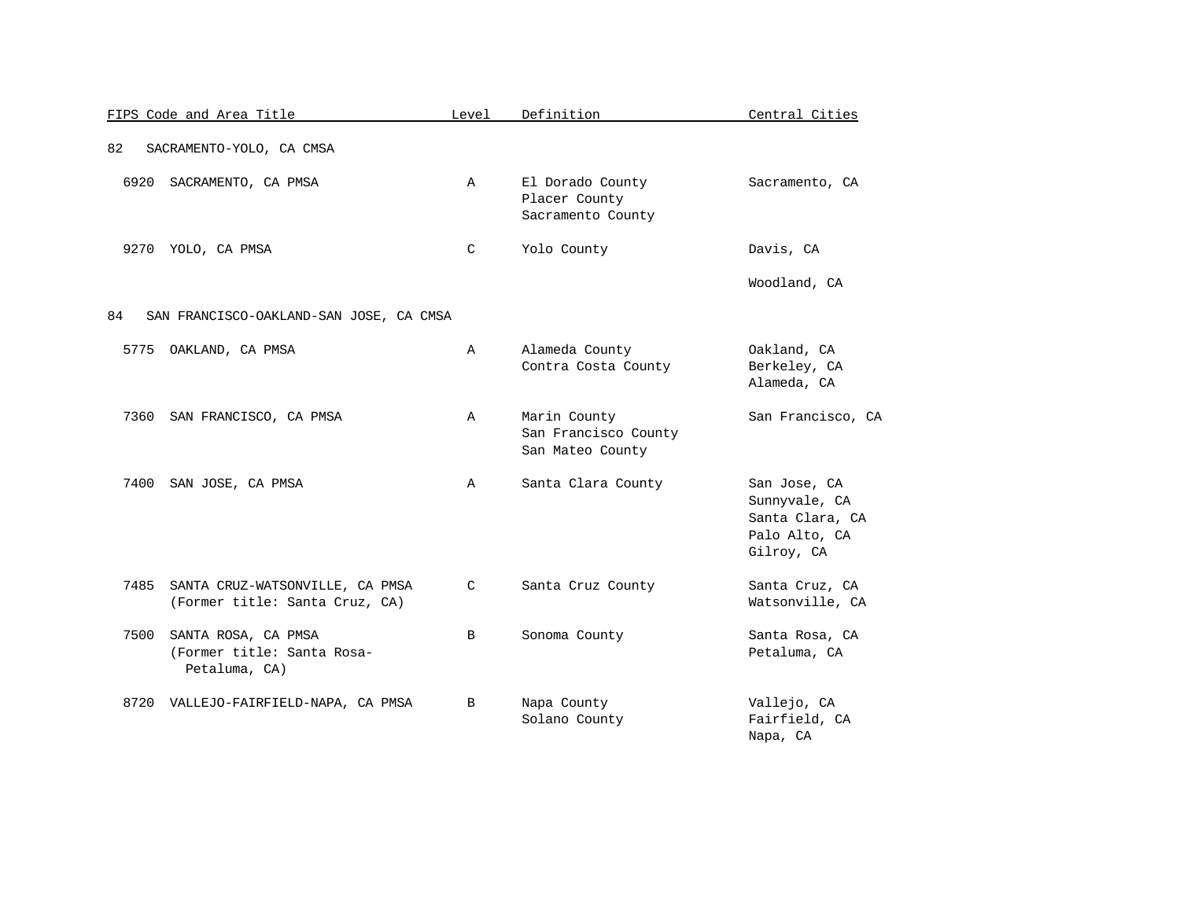| FIPS Code and Area Title | Level | Definition | Central Cities |
|---|---|---|---|
| 82 SACRAMENTO-YOLO, CA CMSA | | | |
| 6920 SACRAMENTO, CA PMSA | A | El Dorado County<br>Placer County<br>Sacramento County | Sacramento, CA |
| 9270 YOLO, CA PMSA | C | Yolo County | Davis, CA<br><br>Woodland, CA |
| 84 SAN FRANCISCO-OAKLAND-SAN JOSE, CA CMSA | | | |
| 5775 OAKLAND, CA PMSA | A | Alameda County<br>Contra Costa County | Oakland, CA<br>Berkeley, CA<br>Alameda, CA |
| 7360 SAN FRANCISCO, CA PMSA | A | Marin County<br>San Francisco County<br>San Mateo County | San Francisco, CA |
| 7400 SAN JOSE, CA PMSA | A | Santa Clara County | San Jose, CA<br>Sunnyvale, CA<br>Santa Clara, CA<br>Palo Alto, CA<br>Gilroy, CA |
| 7485 SANTA CRUZ-WATSONVILLE, CA PMSA<br>(Former title: Santa Cruz, CA) | C | Santa Cruz County | Santa Cruz, CA<br>Watsonville, CA |
| 7500 SANTA ROSA, CA PMSA<br>(Former title: Santa Rosa-Petaluma, CA) | B | Sonoma County | Santa Rosa, CA<br>Petaluma, CA |
| 8720 VALLEJO-FAIRFIELD-NAPA, CA PMSA | B | Napa County<br>Solano County | Vallejo, CA<br>Fairfield, CA<br>Napa, CA |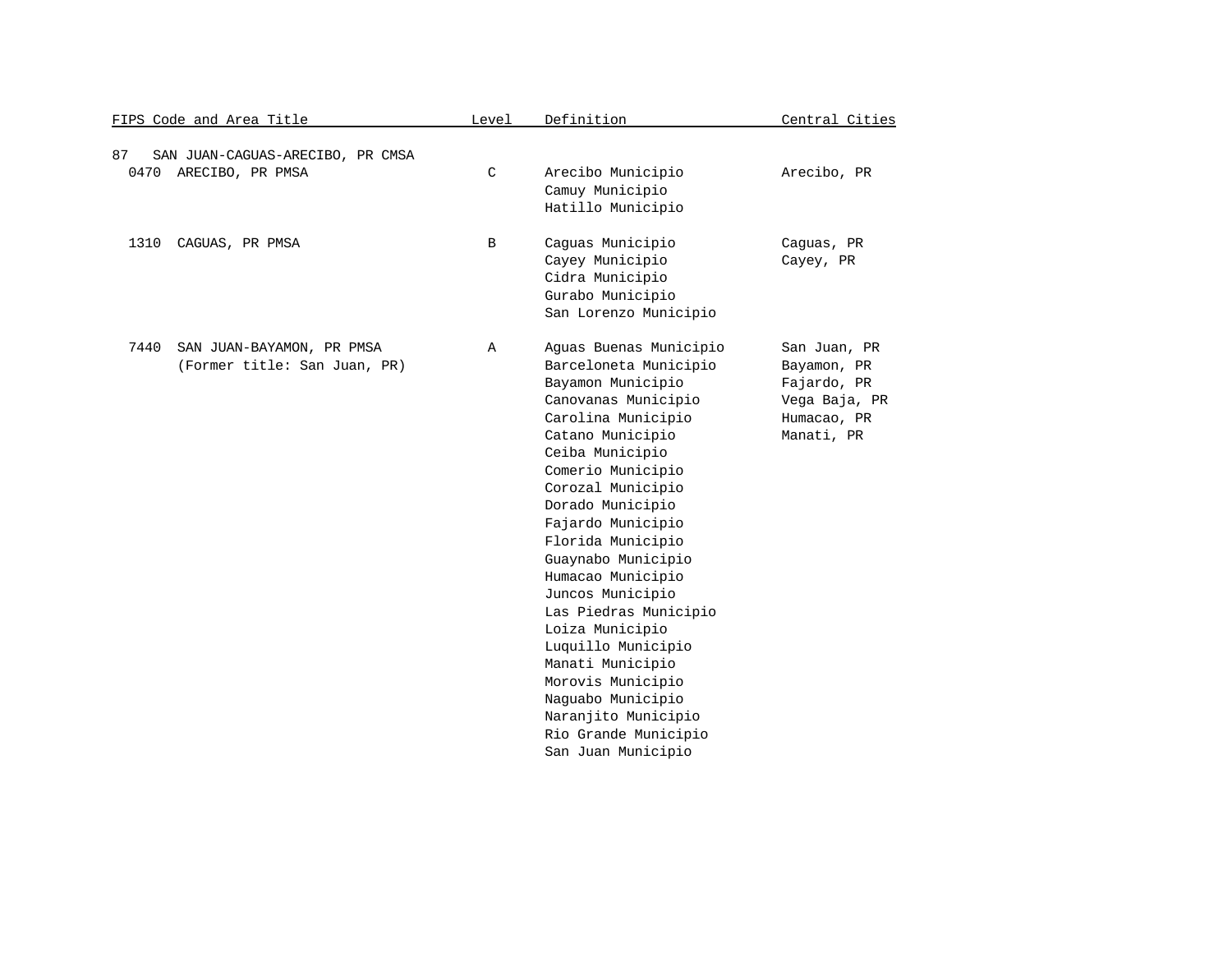| FIPS Code and Area Title | Level | Definition | Central Cities |
|---|---|---|---|
| 87 SAN JUAN-CAGUAS-ARECIBO, PR CMSA | | | |
| 0470 ARECIBO, PR PMSA | C | Arecibo Municipio | Arecibo, PR |
| | | Camuy Municipio | |
| | | Hatillo Municipio | |
| 1310 CAGUAS, PR PMSA | B | Caguas Municipio | Caguas, PR |
| | | Cayey Municipio | Cayey, PR |
| | | Cidra Municipio | |
| | | Gurabo Municipio | |
| | | San Lorenzo Municipio | |
| 7440 SAN JUAN-BAYAMON, PR PMSA | A | Aguas Buenas Municipio | San Juan, PR |
| (Former title: San Juan, PR) | | Barceloneta Municipio | Bayamon, PR |
| | | Bayamon Municipio | Fajardo, PR |
| | | Canovanas Municipio | Vega Baja, PR |
| | | Carolina Municipio | Humacao, PR |
| | | Catano Municipio | Manati, PR |
| | | Ceiba Municipio | |
| | | Comerio Municipio | |
| | | Corozal Municipio | |
| | | Dorado Municipio | |
| | | Fajardo Municipio | |
| | | Florida Municipio | |
| | | Guaynabo Municipio | |
| | | Humacao Municipio | |
| | | Juncos Municipio | |
| | | Las Piedras Municipio | |
| | | Loiza Municipio | |
| | | Luquillo Municipio | |
| | | Manati Municipio | |
| | | Morovis Municipio | |
| | | Naguabo Municipio | |
| | | Naranjito Municipio | |
| | | Rio Grande Municipio | |
| | | San Juan Municipio | |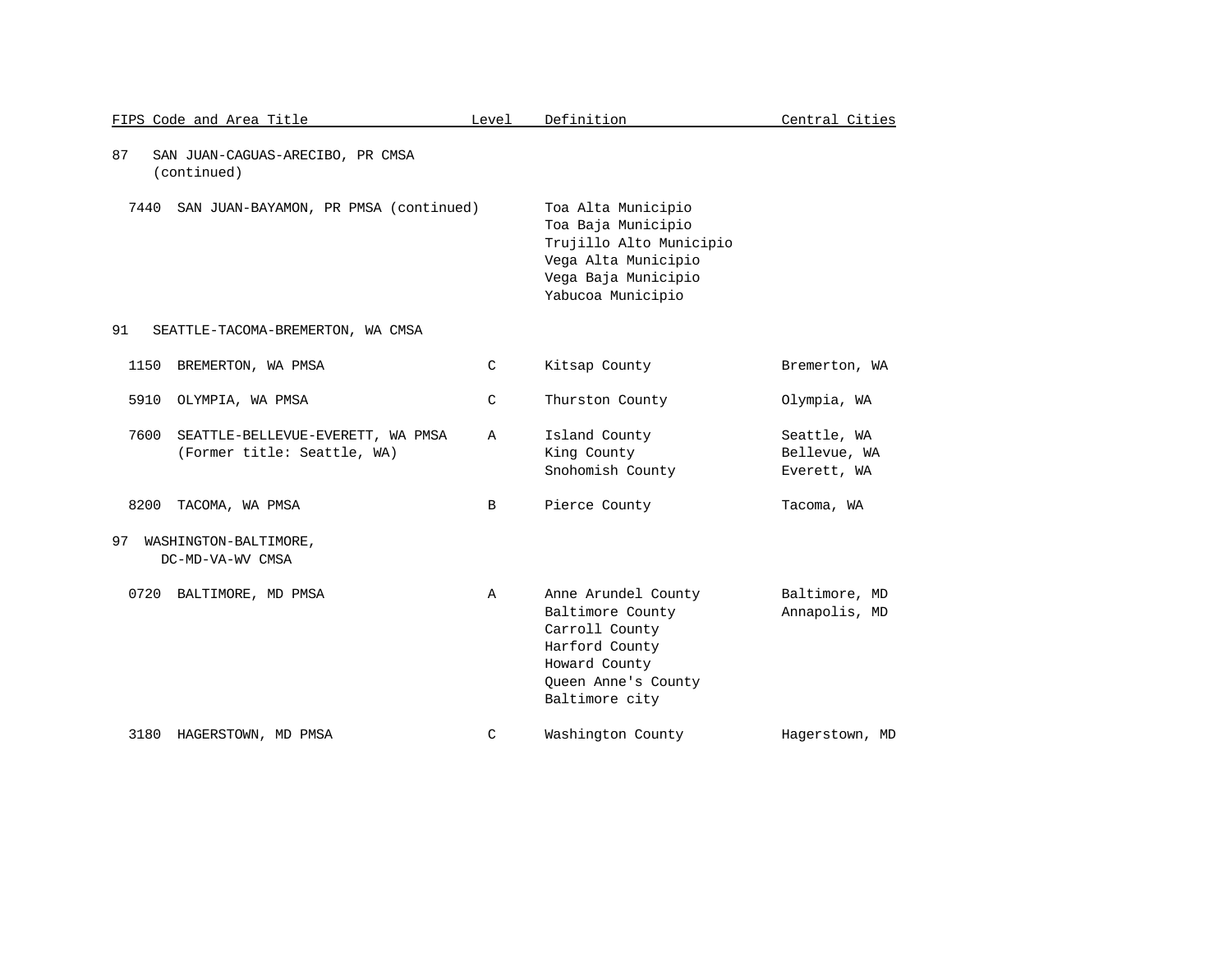| FIPS Code and Area Title | Level | Definition | Central Cities |
|---|---|---|---|
| 87 SAN JUAN-CAGUAS-ARECIBO, PR CMSA (continued) | | | |
| 7440 SAN JUAN-BAYAMON, PR PMSA (continued) | | Toa Alta Municipio<br>Toa Baja Municipio<br>Trujillo Alto Municipio<br>Vega Alta Municipio<br>Vega Baja Municipio<br>Yabucoa Municipio | |
| 91 SEATTLE-TACOMA-BREMERTON, WA CMSA | | | |
| 1150 BREMERTON, WA PMSA | C | Kitsap County | Bremerton, WA |
| 5910 OLYMPIA, WA PMSA | C | Thurston County | Olympia, WA |
| 7600 SEATTLE-BELLEVUE-EVERETT, WA PMSA (Former title: Seattle, WA) | A | Island County<br>King County<br>Snohomish County | Seattle, WA<br>Bellevue, WA<br>Everett, WA |
| 8200 TACOMA, WA PMSA | B | Pierce County | Tacoma, WA |
| 97 WASHINGTON-BALTIMORE, DC-MD-VA-WV CMSA | | | |
| 0720 BALTIMORE, MD PMSA | A | Anne Arundel County<br>Baltimore County<br>Carroll County<br>Harford County<br>Howard County<br>Queen Anne's County<br>Baltimore city | Baltimore, MD<br>Annapolis, MD |
| 3180 HAGERSTOWN, MD PMSA | C | Washington County | Hagerstown, MD |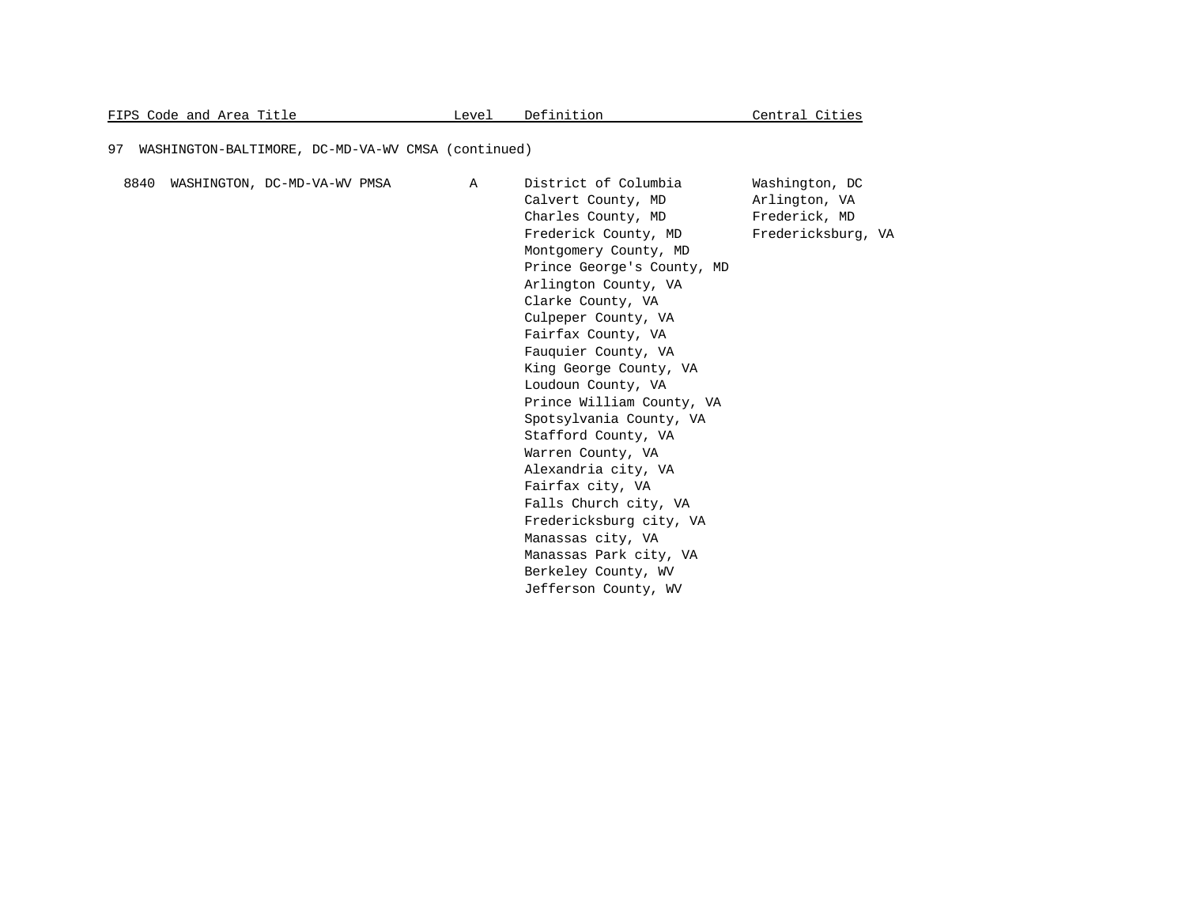| FIPS Code and Area Title | Level | Definition | Central Cities |
|---|---|---|---|
| 97 WASHINGTON-BALTIMORE, DC-MD-VA-WV CMSA (continued) | | | |
| 8840 WASHINGTON, DC-MD-VA-WV PMSA | A | District of Columbia | Washington, DC |
| | | Calvert County, MD | Arlington, VA |
| | | Charles County, MD | Frederick, MD |
| | | Frederick County, MD | Fredericksburg, VA |
| | | Montgomery County, MD | |
| | | Prince George's County, MD | |
| | | Arlington County, VA | |
| | | Clarke County, VA | |
| | | Culpeper County, VA | |
| | | Fairfax County, VA | |
| | | Fauquier County, VA | |
| | | King George County, VA | |
| | | Loudoun County, VA | |
| | | Prince William County, VA | |
| | | Spotsylvania County, VA | |
| | | Stafford County, VA | |
| | | Warren County, VA | |
| | | Alexandria city, VA | |
| | | Fairfax city, VA | |
| | | Falls Church city, VA | |
| | | Fredericksburg city, VA | |
| | | Manassas city, VA | |
| | | Manassas Park city, VA | |
| | | Berkeley County, WV | |
| | | Jefferson County, WV | |